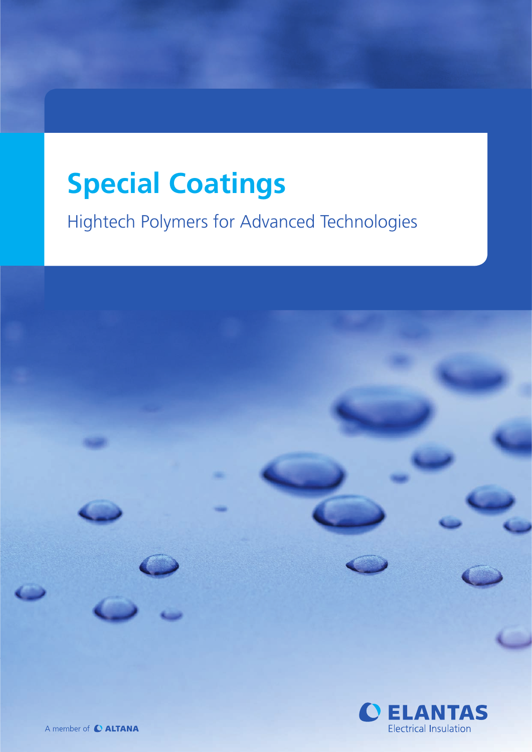# Special Coatings

Hightech Polymers for Advanced Technologies

A member of ALTANA

ELANTAS

Electrical Insulation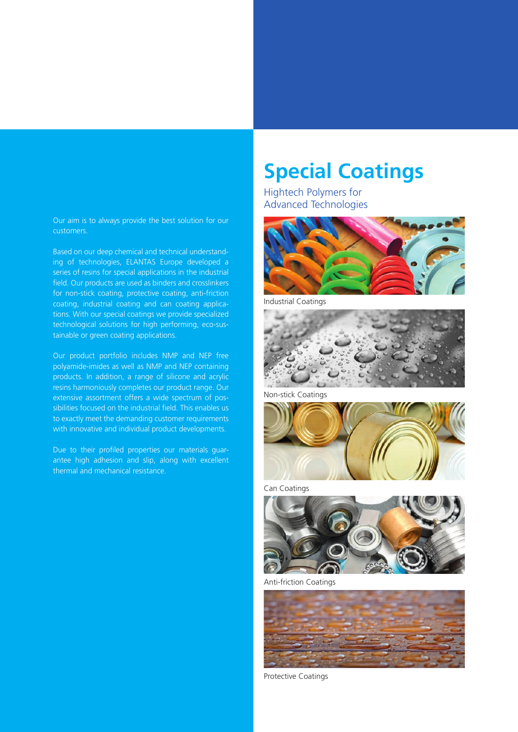# Special Coatings

## Hightech Polymers for Advanced Technologies

Our aim is to always provide the best solution for our customers.

Based on our deep chemical and technical understanding of technologies, ELANTAS Europe developed a series of resins for special applications in the industrial field. Our products are used as binders and crosslinkers for non-stick coating, protective coating, anti-friction coating, industrial coating and can coating applications. With our special coatings we provide specialized technological solutions for high performing, eco-sustainable or green coating applications.

Our product portfolio includes NMP and NEP free polyamide-imides as well as NMP and NEP containing products. In addition, a range of silicone and acrylic resins harmoniously completes our product range. Our extensive assortment offers a wide spectrum of possibilities focused on the industrial field. This enables us to exactly meet the demanding customer requirements with innovative and individual product developments.

Due to their profiled properties our materials guarantee high adhesion and slip, along with excellent thermal and mechanical resistance.

Industrial Coatings

Non-stick Coatings

Can Coatings

Anti-friction Coatings

Protective Coatings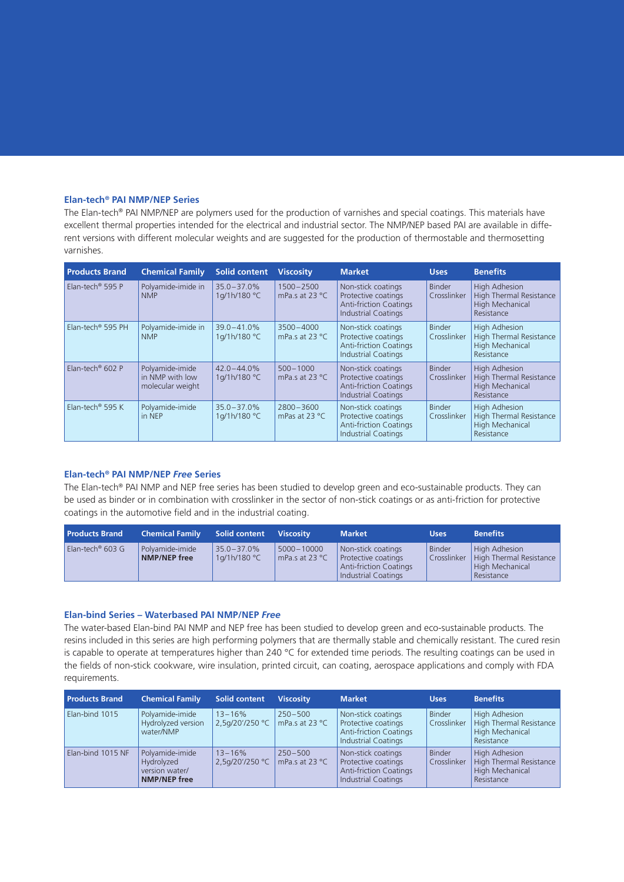### Elan-tech® PAI NMP/NEP Series

The Elan-tech® PAI NMP/NEP are polymers used for the production of varnishes and special coatings. This materials have excellent thermal properties intended for the electrical and industrial sector. The NMP/NEP based PAI are available in different versions with different molecular weights and are suggested for the production of thermostable and thermosetting varnishes.

| Products Brand | Chemical Family | Solid content | Viscosity | Market | Uses | Benefits |
|---|---|---|---|---|---|---|
| Elan-tech® 595 P | Polyamide-imide in NMP | 35.0–37.0% 1g/1h/180 °C | 1500–2500 mPa.s at 23 °C | Non-stick coatings<br>Protective coatings<br>Anti-friction Coatings<br>Industrial Coatings | Binder<br>Crosslinker | High Adhesion<br>High Thermal Resistance<br>High Mechanical Resistance |
| Elan-tech® 595 PH | Polyamide-imide in NMP | 39.0–41.0% 1g/1h/180 °C | 3500–4000 mPa.s at 23 °C | Non-stick coatings<br>Protective coatings<br>Anti-friction Coatings<br>Industrial Coatings | Binder<br>Crosslinker | High Adhesion<br>High Thermal Resistance<br>High Mechanical Resistance |
| Elan-tech® 602 P | Polyamide-imide in NMP with low molecular weight | 42.0–44.0% 1g/1h/180 °C | 500–1000 mPa.s at 23 °C | Non-stick coatings<br>Protective coatings<br>Anti-friction Coatings<br>Industrial Coatings | Binder<br>Crosslinker | High Adhesion<br>High Thermal Resistance<br>High Mechanical Resistance |
| Elan-tech® 595 K | Polyamide-imide in NEP | 35.0–37.0% 1g/1h/180 °C | 2800–3600 mPas at 23 °C | Non-stick coatings<br>Protective coatings<br>Anti-friction Coatings<br>Industrial Coatings | Binder<br>Crosslinker | High Adhesion<br>High Thermal Resistance<br>High Mechanical Resistance |

### Elan-tech® PAI NMP/NEP *Free* Series

The Elan-tech® PAI NMP and NEP free series has been studied to develop green and eco-sustainable products. They can be used as binder or in combination with crosslinker in the sector of non-stick coatings or as anti-friction for protective coatings in the automotive field and in the industrial coating.

| Products Brand | Chemical Family | Solid content | Viscosity | Market | Uses | Benefits |
|---|---|---|---|---|---|---|
| Elan-tech® 603 G | Polyamide-imide **NMP/NEP free** | 35.0–37.0% 1g/1h/180 °C | 5000–10000 mPa.s at 23 °C | Non-stick coatings<br>Protective coatings<br>Anti-friction Coatings<br>Industrial Coatings | Binder<br>Crosslinker | High Adhesion<br>High Thermal Resistance<br>High Mechanical Resistance |

### Elan-bind Series – Waterbased PAI NMP/NEP *Free*

The water-based Elan-bind PAI NMP and NEP free has been studied to develop green and eco-sustainable products. The resins included in this series are high performing polymers that are thermally stable and chemically resistant. The cured resin is capable to operate at temperatures higher than 240 °C for extended time periods. The resulting coatings can be used in the fields of non-stick cookware, wire insulation, printed circuit, can coating, aerospace applications and comply with FDA requirements.

| Products Brand | Chemical Family | Solid content | Viscosity | Market | Uses | Benefits |
|---|---|---|---|---|---|---|
| Elan-bind 1015 | Polyamide-imide Hydrolyzed version water/NMP | 13–16% 2,5g/20'/250 °C | 250–500 mPa.s at 23 °C | Non-stick coatings<br>Protective coatings<br>Anti-friction Coatings<br>Industrial Coatings | Binder<br>Crosslinker | High Adhesion<br>High Thermal Resistance<br>High Mechanical Resistance |
| Elan-bind 1015 NF | Polyamide-imide Hydrolyzed version water/ **NMP/NEP free** | 13–16% 2,5g/20'/250 °C | 250–500 mPa.s at 23 °C | Non-stick coatings<br>Protective coatings<br>Anti-friction Coatings<br>Industrial Coatings | Binder<br>Crosslinker | High Adhesion<br>High Thermal Resistance<br>High Mechanical Resistance |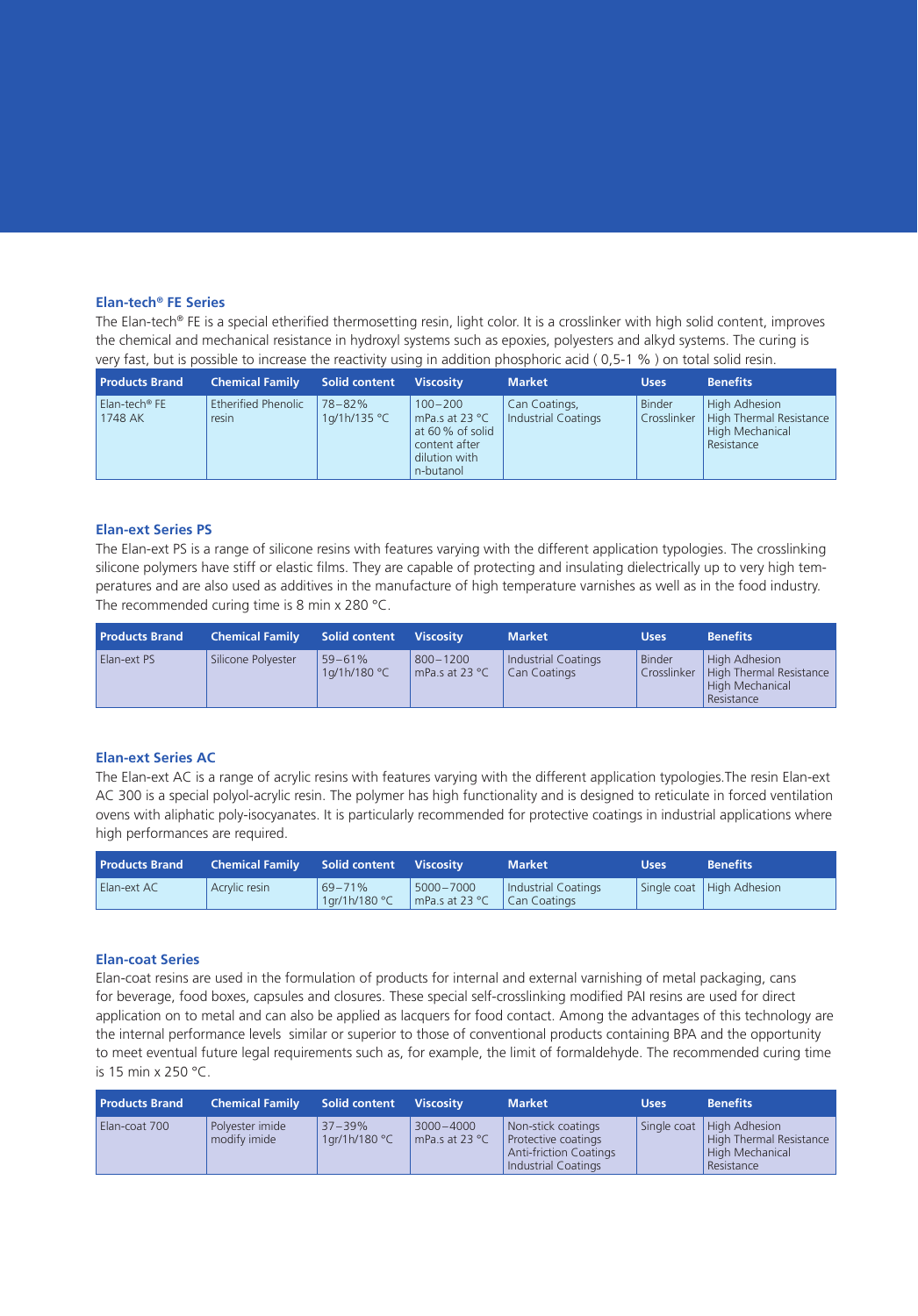### Elan-tech® FE Series

The Elan-tech® FE is a special etherified thermosetting resin, light color. It is a crosslinker with high solid content, improves the chemical and mechanical resistance in hydroxyl systems such as epoxies, polyesters and alkyd systems. The curing is very fast, but is possible to increase the reactivity using in addition phosphoric acid ( 0,5-1 % ) on total solid resin.

| Products Brand | Chemical Family | Solid content | Viscosity | Market | Uses | Benefits |
|---|---|---|---|---|---|---|
| Elan-tech® FE 1748 AK | Etherified Phenolic resin | 78–82% 1g/1h/135 °C | 100–200 mPa.s at 23 °C at 60 % of solid content after dilution with n-butanol | Can Coatings, Industrial Coatings | Binder Crosslinker | High Adhesion High Thermal Resistance High Mechanical Resistance |

### Elan-ext Series PS

The Elan-ext PS is a range of silicone resins with features varying with the different application typologies. The crosslinking silicone polymers have stiff or elastic films. They are capable of protecting and insulating dielectrically up to very high temperatures and are also used as additives in the manufacture of high temperature varnishes as well as in the food industry. The recommended curing time is 8 min x 280 °C.

| Products Brand | Chemical Family | Solid content | Viscosity | Market | Uses | Benefits |
|---|---|---|---|---|---|---|
| Elan-ext PS | Silicone Polyester | 59–61% 1g/1h/180 °C | 800–1200 mPa.s at 23 °C | Industrial Coatings Can Coatings | Binder Crosslinker | High Adhesion High Thermal Resistance High Mechanical Resistance |

### Elan-ext Series AC

The Elan-ext AC is a range of acrylic resins with features varying with the different application typologies.The resin Elan-ext AC 300 is a special polyol-acrylic resin. The polymer has high functionality and is designed to reticulate in forced ventilation ovens with aliphatic poly-isocyanates. It is particularly recommended for protective coatings in industrial applications where high performances are required.

| Products Brand | Chemical Family | Solid content | Viscosity | Market | Uses | Benefits |
|---|---|---|---|---|---|---|
| Elan-ext AC | Acrylic resin | 69–71% 1gr/1h/180 °C | 5000–7000 mPa.s at 23 °C | Industrial Coatings Can Coatings | Single coat | High Adhesion |

### Elan-coat Series

Elan-coat resins are used in the formulation of products for internal and external varnishing of metal packaging, cans for beverage, food boxes, capsules and closures. These special self-crosslinking modified PAI resins are used for direct application on to metal and can also be applied as lacquers for food contact. Among the advantages of this technology are the internal performance levels similar or superior to those of conventional products containing BPA and the opportunity to meet eventual future legal requirements such as, for example, the limit of formaldehyde. The recommended curing time is 15 min x 250 °C.

| Products Brand | Chemical Family | Solid content | Viscosity | Market | Uses | Benefits |
|---|---|---|---|---|---|---|
| Elan-coat 700 | Polyester imide modify imide | 37–39% 1gr/1h/180 °C | 3000–4000 mPa.s at 23 °C | Non-stick coatings Protective coatings Anti-friction Coatings Industrial Coatings | Single coat | High Adhesion High Thermal Resistance High Mechanical Resistance |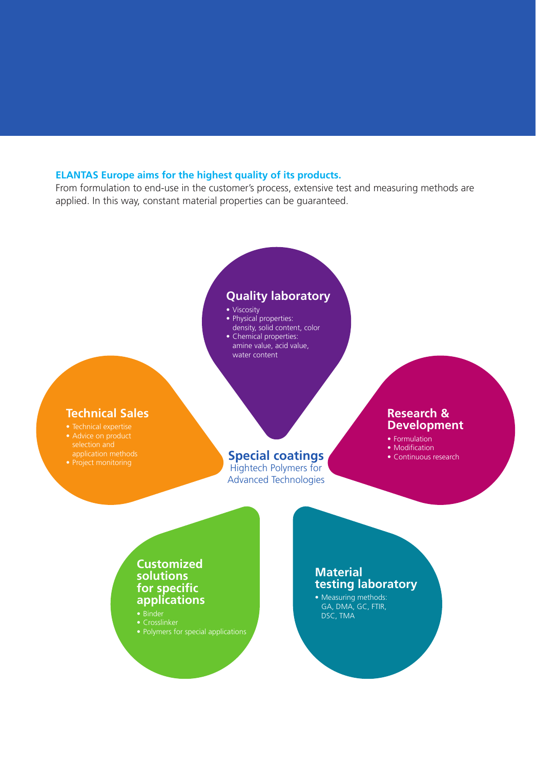**ELANTAS Europe aims for the highest quality of its products.**
From formulation to end-use in the customer's process, extensive test and measuring methods are applied. In this way, constant material properties can be guaranteed.

## Quality laboratory

- Viscosity
- Physical properties: density, solid content, color
- Chemical properties: amine value, acid value, water content

## Technical Sales

- Technical expertise
- Advice on product selection and application methods
- Project monitoring

## Special coatings

Hightech Polymers for Advanced Technologies

## Research & Development

- Formulation
- Modification
- Continuous research

## Customized solutions for specific applications

- Binder
- Crosslinker
- Polymers for special applications

## Material testing laboratory

- Measuring methods: GA, DMA, GC, FTIR, DSC, TMA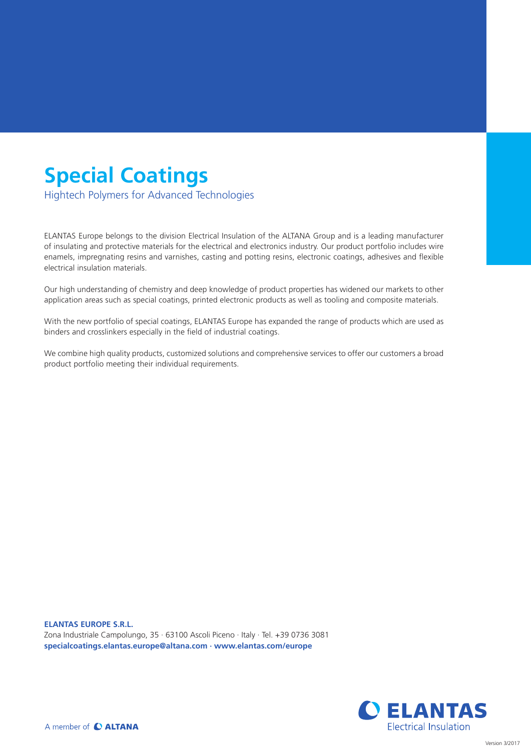# Special Coatings

Hightech Polymers for Advanced Technologies

ELANTAS Europe belongs to the division Electrical Insulation of the ALTANA Group and is a leading manufacturer of insulating and protective materials for the electrical and electronics industry. Our product portfolio includes wire enamels, impregnating resins and varnishes, casting and potting resins, electronic coatings, adhesives and flexible electrical insulation materials.

Our high understanding of chemistry and deep knowledge of product properties has widened our markets to other application areas such as special coatings, printed electronic products as well as tooling and composite materials.

With the new portfolio of special coatings, ELANTAS Europe has expanded the range of products which are used as binders and crosslinkers especially in the field of industrial coatings.

We combine high quality products, customized solutions and comprehensive services to offer our customers a broad product portfolio meeting their individual requirements.

**ELANTAS EUROPE S.R.L.**
Zona Industriale Campolungo, 35 · 63100 Ascoli Piceno · Italy · Tel. +39 0736 3081
**specialcoatings.elantas.europe@altana.com · www.elantas.com/europe**

A member of ALTANA

ELANTAS Electrical Insulation

Version 3/2017